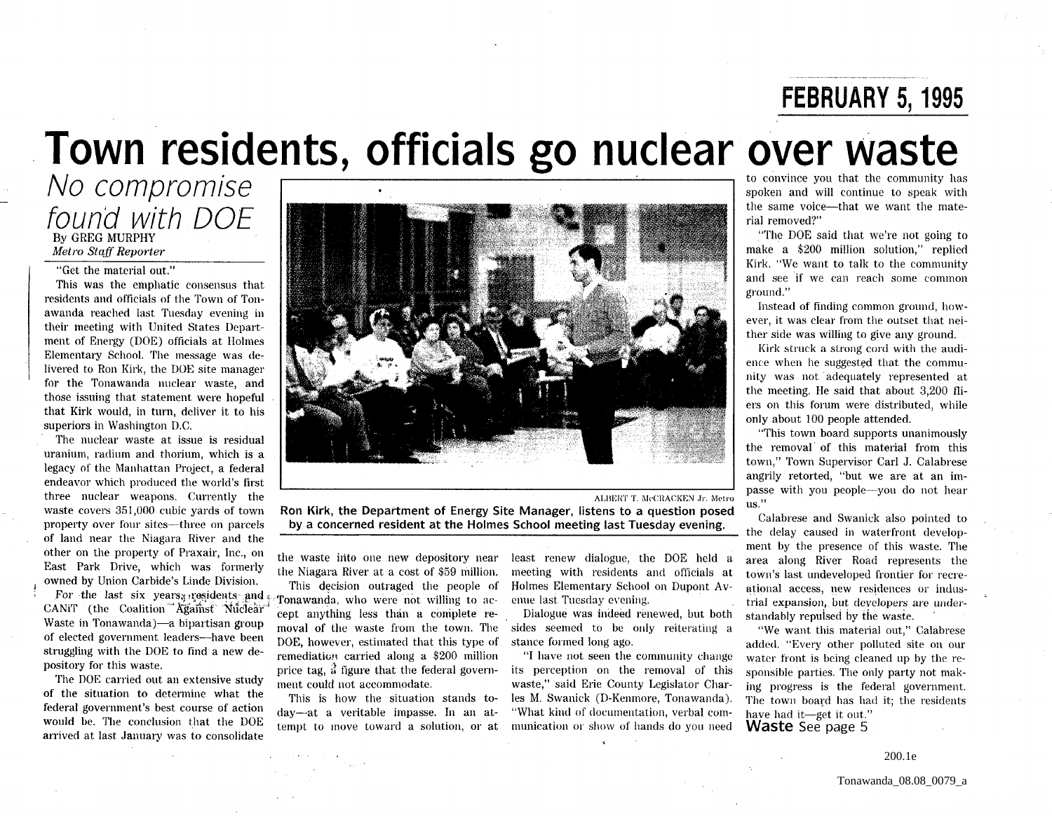FEBRUARY 5, 1995

# Town residents, officials go nuclear over waste

## *No compromise found with DOE*

By GREG MURPHY
*Metro Staff Reporter*

"Get the material out."

This was the emphatic consensus that residents and officials of the Town of Tonawanda reached last Tuesday evening in their meeting with United States Department of Energy (DOE) officials at Holmes Elementary School. The message was delivered to Ron Kirk, the DOE site manager for the Tonawanda nuclear waste, and those issuing that statement were hopeful that Kirk would, in turn, deliver it to his superiors in Washington D.C.

The nuclear waste at issue is residual uranium, radium and thorium, which is a legacy of the Manhattan Project, a federal endeavor which produced the world's first three nuclear weapons. Currently the waste covers 351,000 cubic yards of town property over four sites—three on parcels of land near the Niagara River and the other on the property of Praxair, Inc., on East Park Drive, which was formerly owned by Union Carbide's Linde Division.

For the last six years, residents and CANiT (the Coalition Against Nuclear Waste in Tonawanda)—a bipartisan group of elected government leaders—have been struggling with the DOE to find a new depository for this waste.

The DOE carried out an extensive study of the situation to determine what the federal government's best course of action would be. The conclusion that the DOE arrived at last January was to consolidate the waste into one new depository near the Niagara River at a cost of $59 million.

This decision outraged the people of Tonawanda, who were not willing to accept anything less than a complete removal of the waste from the town. The DOE, however, estimated that this type of remediation carried along a $200 million price tag, a figure that the federal government could not accommodate.

This is how the situation stands today—at a veritable impasse. In an attempt to move toward a solution, or at least renew dialogue, the DOE held a meeting with residents and officials at Holmes Elementary School on Dupont Avenue last Tuesday evening.

Dialogue was indeed renewed, but both sides seemed to be only reiterating a stance formed long ago.

"I have not seen the community change its perception on the removal of this waste," said Erie County Legislator Charles M. Swanick (D-Kenmore, Tonawanda). "What kind of documentation, verbal communication or show of hands do you need to convince you that the community has spoken and will continue to speak with the same voice—that we want the material removed?"

"The DOE said that we're not going to make a $200 million solution," replied Kirk. "We want to talk to the community and see if we can reach some common ground."

Instead of finding common ground, however, it was clear from the outset that neither side was willing to give any ground.

Kirk struck a strong cord with the audience when he suggested that the community was not adequately represented at the meeting. He said that about 3,200 fliers on this forum were distributed, while only about 100 people attended.

"This town board supports unanimously the removal of this material from this town," Town Supervisor Carl J. Calabrese angrily retorted, "but we are at an impasse with you people—you do not hear us."

Calabrese and Swanick also pointed to the delay caused in waterfront development by the presence of this waste. The area along River Road represents the town's last undeveloped frontier for recreational access, new residences or industrial expansion, but developers are understandably repulsed by the waste.

"We want this material out," Calabrese added. "Every other polluted site on our water front is being cleaned up by the responsible parties. The only party not making progress is the federal government. The town board has had it; the residents have had it—get it out."

**Waste** See page 5

ALBERT T. McCRACKEN Jr. Metro

**Ron Kirk, the Department of Energy Site Manager, listens to a question posed by a concerned resident at the Holmes School meeting last Tuesday evening.**

200.1e

Tonawanda_08.08_0079_a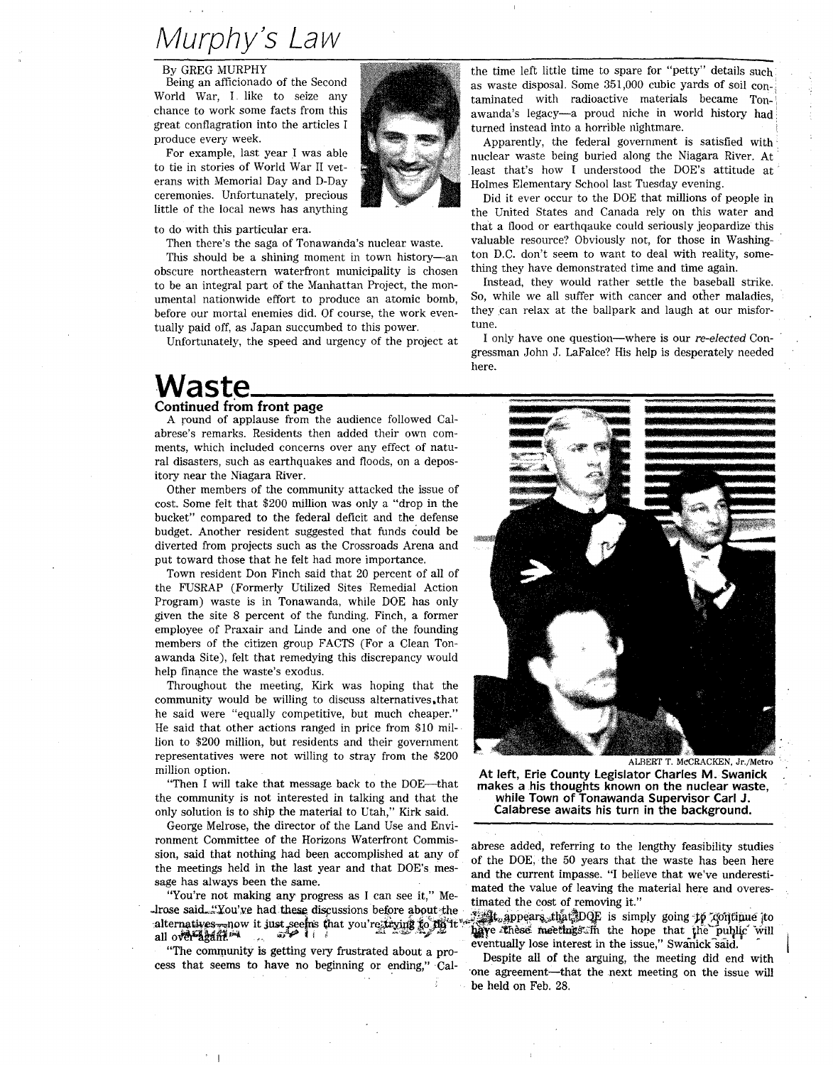# Murphy's Law

By GREG MURPHY

Being an afficionado of the Second World War, I like to seize any chance to work some facts from this great conflagration into the articles I produce every week.

For example, last year I was able to tie in stories of World War II veterans with Memorial Day and D-Day ceremonies. Unfortunately, precious little of the local news has anything to do with this particular era.

Then there's the saga of Tonawanda's nuclear waste.

This should be a shining moment in town history—an obscure northeastern waterfront municipality is chosen to be an integral part of the Manhattan Project, the monumental nationwide effort to produce an atomic bomb, before our mortal enemies did. Of course, the work eventually paid off, as Japan succumbed to this power.

Unfortunately, the speed and urgency of the project at the time left little time to spare for "petty" details such as waste disposal. Some 351,000 cubic yards of soil contaminated with radioactive materials became Tonawanda's legacy—a proud niche in world history had turned instead into a horrible nightmare.

Apparently, the federal government is satisfied with nuclear waste being buried along the Niagara River. At least that's how I understood the DOE's attitude at Holmes Elementary School last Tuesday evening.

Did it ever occur to the DOE that millions of people in the United States and Canada rely on this water and that a flood or earthqauke could seriously jeopardize this valuable resource? Obviously not, for those in Washington D.C. don't seem to want to deal with reality, something they have demonstrated time and time again.

Instead, they would rather settle the baseball strike. So, while we all suffer with cancer and other maladies, they can relax at the ballpark and laugh at our misfortune.

I only have one question—where is our *re-elected* Congressman John J. LaFalce? His help is desperately needed here.

# Waste

**Continued from front page**

A round of applause from the audience followed Calabrese's remarks. Residents then added their own comments, which included concerns over any effect of natural disasters, such as earthquakes and floods, on a depository near the Niagara River.

Other members of the community attacked the issue of cost. Some felt that $200 million was only a "drop in the bucket" compared to the federal deficit and the defense budget. Another resident suggested that funds could be diverted from projects such as the Crossroads Arena and put toward those that he felt had more importance.

Town resident Don Finch said that 20 percent of all of the FUSRAP (Formerly Utilized Sites Remedial Action Program) waste is in Tonawanda, while DOE has only given the site 8 percent of the funding. Finch, a former employee of Praxair and Linde and one of the founding members of the citizen group FACTS (For a Clean Tonawanda Site), felt that remedying this discrepancy would help finance the waste's exodus.

Throughout the meeting, Kirk was hoping that the community would be willing to discuss alternatives that he said were "equally competitive, but much cheaper." He said that other actions ranged in price from $10 million to $200 million, but residents and their government representatives were not willing to stray from the $200 million option.

"Then I will take that message back to the DOE—that the community is not interested in talking and that the only solution is to ship the material to Utah," Kirk said.

George Melrose, the director of the Land Use and Environment Committee of the Horizons Waterfront Commission, said that nothing had been accomplished at any of the meetings held in the last year and that DOE's message has always been the same.

"You're not making any progress as I can see it," Melrose said. "You've had these discussions before about the alternatives—now it just seems that you're trying to do it all over again."

"The community is getting very frustrated about a process that seems to have no beginning or ending," Calabrese added, referring to the lengthy feasibility studies of the DOE, the 50 years that the waste has been here and the current impasse. "I believe that we've underestimated the value of leaving the material here and overestimated the cost of removing it."

"It appears that DOE is simply going to continue to have these meetings in the hope that the public will eventually lose interest in the issue," Swanick said.

Despite all of the arguing, the meeting did end with one agreement—that the next meeting on the issue will be held on Feb. 28.

ALBERT T. McCRACKEN, Jr./Metro

**At left, Erie County Legislator Charles M. Swanick makes a his thoughts known on the nuclear waste, while Town of Tonawanda Supervisor Carl J. Calabrese awaits his turn in the background.**